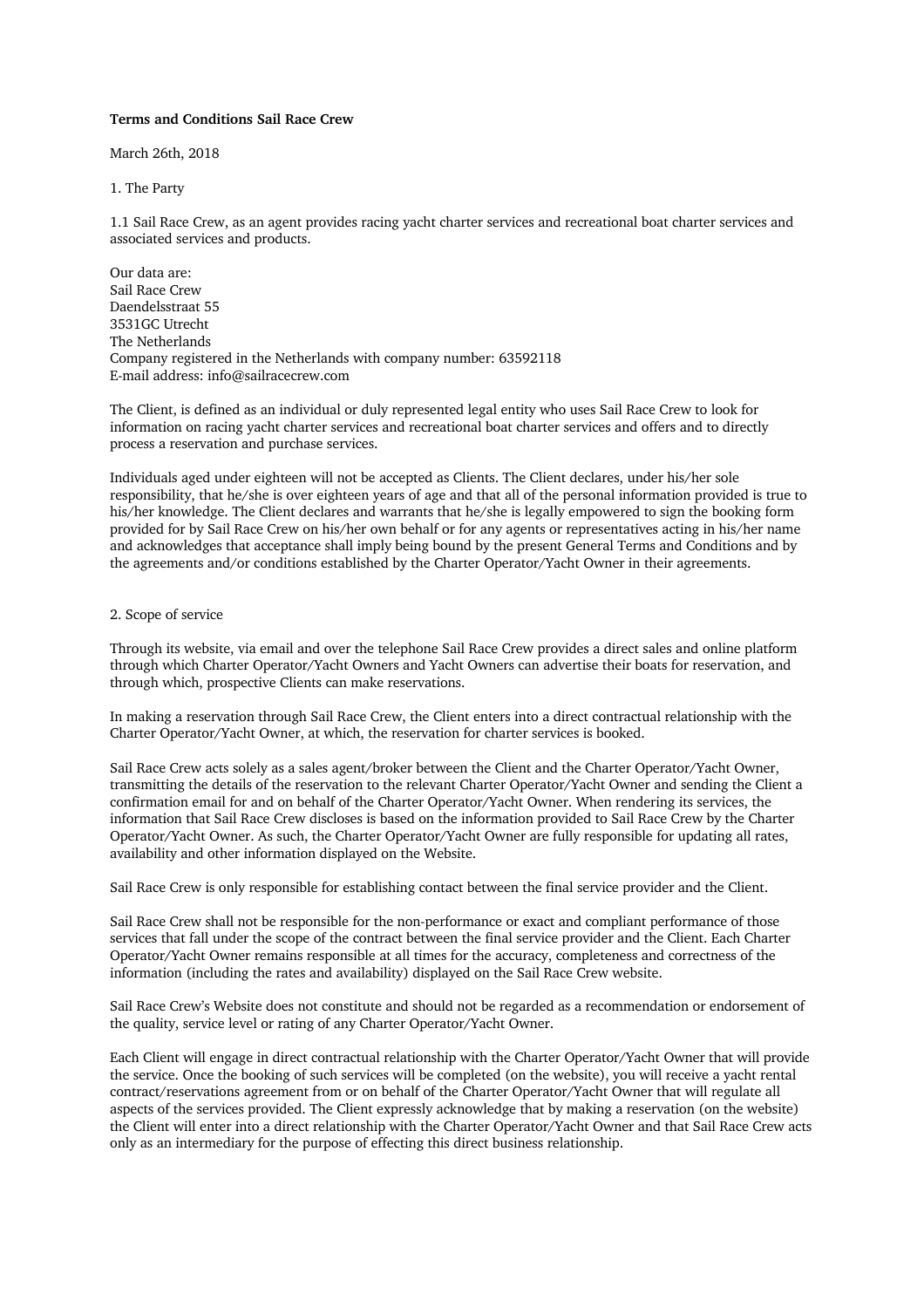**Terms and Conditions Sail Race Crew**

March 26th, 2018

1. The Party

1.1 Sail Race Crew, as an agent provides racing yacht charter services and recreational boat charter services and associated services and products.

Our data are:
Sail Race Crew
Daendelsstraat 55
3531GC Utrecht
The Netherlands
Company registered in the Netherlands with company number: 63592118
E-mail address: info@sailracecrew.com

The Client, is defined as an individual or duly represented legal entity who uses Sail Race Crew to look for information on racing yacht charter services and recreational boat charter services and offers and to directly process a reservation and purchase services.

Individuals aged under eighteen will not be accepted as Clients. The Client declares, under his/her sole responsibility, that he/she is over eighteen years of age and that all of the personal information provided is true to his/her knowledge. The Client declares and warrants that he/she is legally empowered to sign the booking form provided for by Sail Race Crew on his/her own behalf or for any agents or representatives acting in his/her name and acknowledges that acceptance shall imply being bound by the present General Terms and Conditions and by the agreements and/or conditions established by the Charter Operator/Yacht Owner in their agreements.

2. Scope of service

Through its website, via email and over the telephone Sail Race Crew provides a direct sales and online platform through which Charter Operator/Yacht Owners and Yacht Owners can advertise their boats for reservation, and through which, prospective Clients can make reservations.

In making a reservation through Sail Race Crew, the Client enters into a direct contractual relationship with the Charter Operator/Yacht Owner, at which, the reservation for charter services is booked.

Sail Race Crew acts solely as a sales agent/broker between the Client and the Charter Operator/Yacht Owner, transmitting the details of the reservation to the relevant Charter Operator/Yacht Owner and sending the Client a confirmation email for and on behalf of the Charter Operator/Yacht Owner. When rendering its services, the information that Sail Race Crew discloses is based on the information provided to Sail Race Crew by the Charter Operator/Yacht Owner. As such, the Charter Operator/Yacht Owner are fully responsible for updating all rates, availability and other information displayed on the Website.

Sail Race Crew is only responsible for establishing contact between the final service provider and the Client.

Sail Race Crew shall not be responsible for the non-performance or exact and compliant performance of those services that fall under the scope of the contract between the final service provider and the Client. Each Charter Operator/Yacht Owner remains responsible at all times for the accuracy, completeness and correctness of the information (including the rates and availability) displayed on the Sail Race Crew website.

Sail Race Crew's Website does not constitute and should not be regarded as a recommendation or endorsement of the quality, service level or rating of any Charter Operator/Yacht Owner.

Each Client will engage in direct contractual relationship with the Charter Operator/Yacht Owner that will provide the service. Once the booking of such services will be completed (on the website), you will receive a yacht rental contract/reservations agreement from or on behalf of the Charter Operator/Yacht Owner that will regulate all aspects of the services provided. The Client expressly acknowledge that by making a reservation (on the website) the Client will enter into a direct relationship with the Charter Operator/Yacht Owner and that Sail Race Crew acts only as an intermediary for the purpose of effecting this direct business relationship.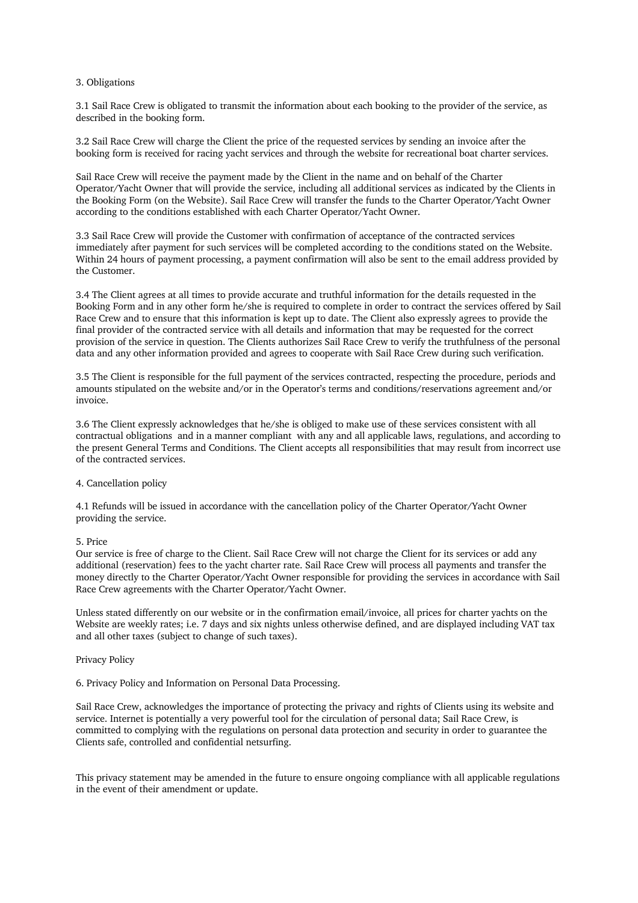## 3. Obligations

3.1 Sail Race Crew is obligated to transmit the information about each booking to the provider of the service, as described in the booking form.

3.2 Sail Race Crew will charge the Client the price of the requested services by sending an invoice after the booking form is received for racing yacht services and through the website for recreational boat charter services.

Sail Race Crew will receive the payment made by the Client in the name and on behalf of the Charter Operator/Yacht Owner that will provide the service, including all additional services as indicated by the Clients in the Booking Form (on the Website). Sail Race Crew will transfer the funds to the Charter Operator/Yacht Owner according to the conditions established with each Charter Operator/Yacht Owner.

3.3 Sail Race Crew will provide the Customer with confirmation of acceptance of the contracted services immediately after payment for such services will be completed according to the conditions stated on the Website. Within 24 hours of payment processing, a payment confirmation will also be sent to the email address provided by the Customer.

3.4 The Client agrees at all times to provide accurate and truthful information for the details requested in the Booking Form and in any other form he/she is required to complete in order to contract the services offered by Sail Race Crew and to ensure that this information is kept up to date. The Client also expressly agrees to provide the final provider of the contracted service with all details and information that may be requested for the correct provision of the service in question. The Clients authorizes Sail Race Crew to verify the truthfulness of the personal data and any other information provided and agrees to cooperate with Sail Race Crew during such verification.

3.5 The Client is responsible for the full payment of the services contracted, respecting the procedure, periods and amounts stipulated on the website and/or in the Operator's terms and conditions/reservations agreement and/or invoice.

3.6 The Client expressly acknowledges that he/she is obliged to make use of these services consistent with all contractual obligations and in a manner compliant with any and all applicable laws, regulations, and according to the present General Terms and Conditions. The Client accepts all responsibilities that may result from incorrect use of the contracted services.

## 4. Cancellation policy

4.1 Refunds will be issued in accordance with the cancellation policy of the Charter Operator/Yacht Owner providing the service.

## 5. Price

Our service is free of charge to the Client. Sail Race Crew will not charge the Client for its services or add any additional (reservation) fees to the yacht charter rate. Sail Race Crew will process all payments and transfer the money directly to the Charter Operator/Yacht Owner responsible for providing the services in accordance with Sail Race Crew agreements with the Charter Operator/Yacht Owner.

Unless stated differently on our website or in the confirmation email/invoice, all prices for charter yachts on the Website are weekly rates; i.e. 7 days and six nights unless otherwise defined, and are displayed including VAT tax and all other taxes (subject to change of such taxes).

# Privacy Policy

## 6. Privacy Policy and Information on Personal Data Processing.

Sail Race Crew, acknowledges the importance of protecting the privacy and rights of Clients using its website and service. Internet is potentially a very powerful tool for the circulation of personal data; Sail Race Crew, is committed to complying with the regulations on personal data protection and security in order to guarantee the Clients safe, controlled and confidential netsurfing.

This privacy statement may be amended in the future to ensure ongoing compliance with all applicable regulations in the event of their amendment or update.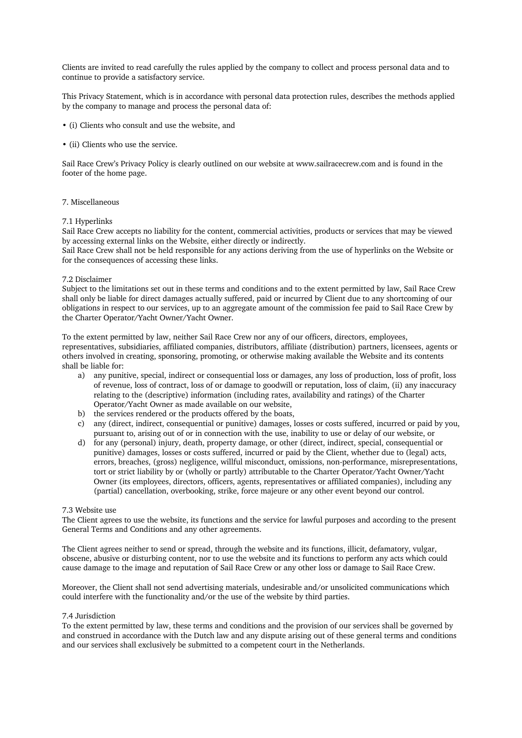Clients are invited to read carefully the rules applied by the company to collect and process personal data and to continue to provide a satisfactory service.

This Privacy Statement, which is in accordance with personal data protection rules, describes the methods applied by the company to manage and process the personal data of:

- (i) Clients who consult and use the website, and
- (ii) Clients who use the service.

Sail Race Crew's Privacy Policy is clearly outlined on our website at www.sailracecrew.com and is found in the footer of the home page.

## 7. Miscellaneous

### 7.1 Hyperlinks

Sail Race Crew accepts no liability for the content, commercial activities, products or services that may be viewed by accessing external links on the Website, either directly or indirectly.
Sail Race Crew shall not be held responsible for any actions deriving from the use of hyperlinks on the Website or for the consequences of accessing these links.

### 7.2 Disclaimer

Subject to the limitations set out in these terms and conditions and to the extent permitted by law, Sail Race Crew shall only be liable for direct damages actually suffered, paid or incurred by Client due to any shortcoming of our obligations in respect to our services, up to an aggregate amount of the commission fee paid to Sail Race Crew by the Charter Operator/Yacht Owner/Yacht Owner.

To the extent permitted by law, neither Sail Race Crew nor any of our officers, directors, employees, representatives, subsidiaries, affiliated companies, distributors, affiliate (distribution) partners, licensees, agents or others involved in creating, sponsoring, promoting, or otherwise making available the Website and its contents shall be liable for:

a) any punitive, special, indirect or consequential loss or damages, any loss of production, loss of profit, loss of revenue, loss of contract, loss of or damage to goodwill or reputation, loss of claim, (ii) any inaccuracy relating to the (descriptive) information (including rates, availability and ratings) of the Charter Operator/Yacht Owner as made available on our website,
b) the services rendered or the products offered by the boats,
c) any (direct, indirect, consequential or punitive) damages, losses or costs suffered, incurred or paid by you, pursuant to, arising out of or in connection with the use, inability to use or delay of our website, or
d) for any (personal) injury, death, property damage, or other (direct, indirect, special, consequential or punitive) damages, losses or costs suffered, incurred or paid by the Client, whether due to (legal) acts, errors, breaches, (gross) negligence, willful misconduct, omissions, non-performance, misrepresentations, tort or strict liability by or (wholly or partly) attributable to the Charter Operator/Yacht Owner/Yacht Owner (its employees, directors, officers, agents, representatives or affiliated companies), including any (partial) cancellation, overbooking, strike, force majeure or any other event beyond our control.

### 7.3 Website use

The Client agrees to use the website, its functions and the service for lawful purposes and according to the present General Terms and Conditions and any other agreements.

The Client agrees neither to send or spread, through the website and its functions, illicit, defamatory, vulgar, obscene, abusive or disturbing content, nor to use the website and its functions to perform any acts which could cause damage to the image and reputation of Sail Race Crew or any other loss or damage to Sail Race Crew.

Moreover, the Client shall not send advertising materials, undesirable and/or unsolicited communications which could interfere with the functionality and/or the use of the website by third parties.

### 7.4 Jurisdiction

To the extent permitted by law, these terms and conditions and the provision of our services shall be governed by and construed in accordance with the Dutch law and any dispute arising out of these general terms and conditions and our services shall exclusively be submitted to a competent court in the Netherlands.